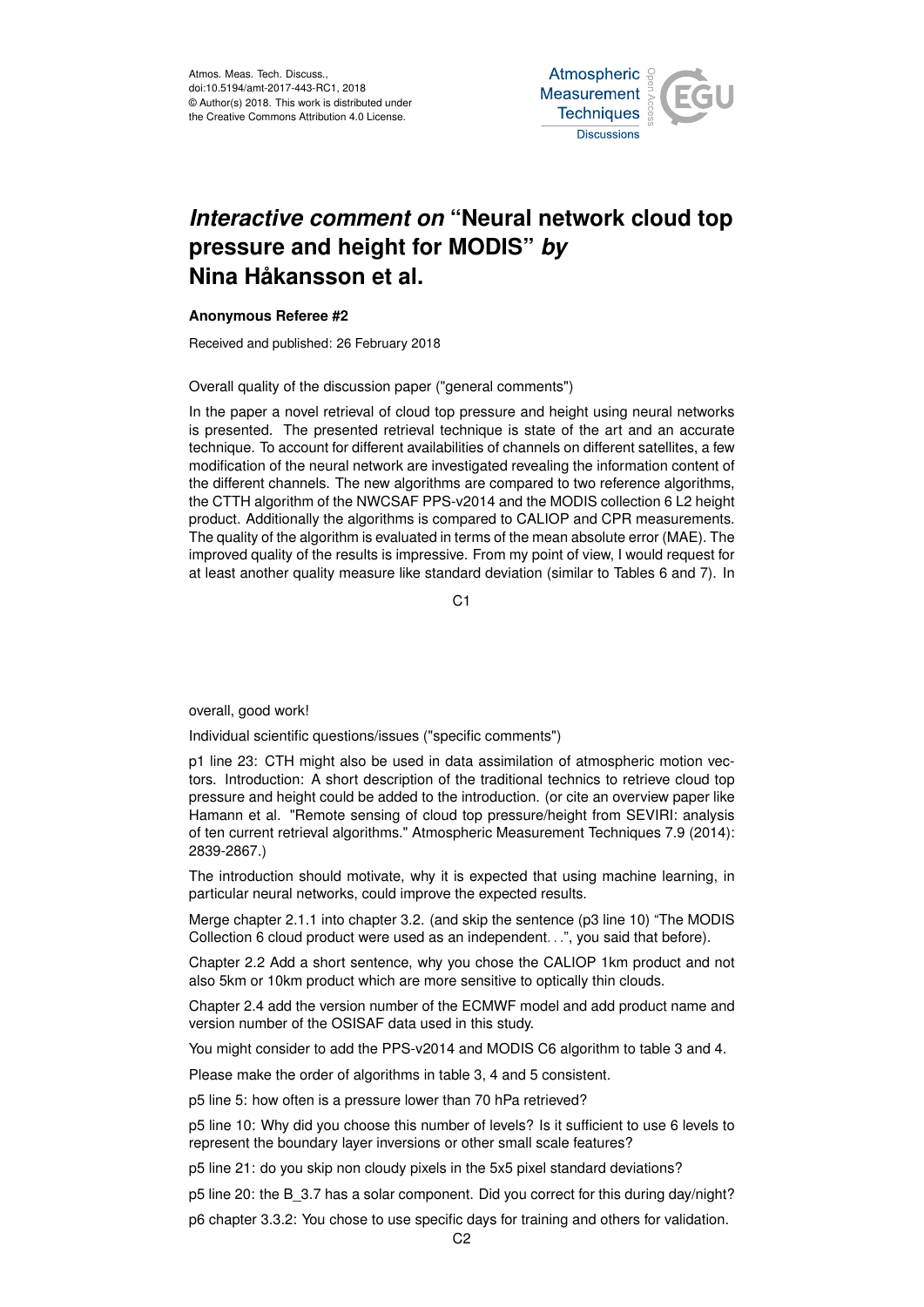Atmos. Meas. Tech. Discuss.,
doi:10.5194/amt-2017-443-RC1, 2018
© Author(s) 2018. This work is distributed under
the Creative Commons Attribution 4.0 License.

# *Interactive comment on* "Neural network cloud top pressure and height for MODIS" *by* Nina Håkansson et al.

**Anonymous Referee #2**

Received and published: 26 February 2018

Overall quality of the discussion paper ("general comments")

In the paper a novel retrieval of cloud top pressure and height using neural networks is presented. The presented retrieval technique is state of the art and an accurate technique. To account for different availabilities of channels on different satellites, a few modification of the neural network are investigated revealing the information content of the different channels. The new algorithms are compared to two reference algorithms, the CTTH algorithm of the NWCSAF PPS-v2014 and the MODIS collection 6 L2 height product. Additionally the algorithms is compared to CALIOP and CPR measurements. The quality of the algorithm is evaluated in terms of the mean absolute error (MAE). The improved quality of the results is impressive. From my point of view, I would request for at least another quality measure like standard deviation (similar to Tables 6 and 7). In overall, good work!

Individual scientific questions/issues ("specific comments")

p1 line 23: CTH might also be used in data assimilation of atmospheric motion vectors. Introduction: A short description of the traditional technics to retrieve cloud top pressure and height could be added to the introduction. (or cite an overview paper like Hamann et al. "Remote sensing of cloud top pressure/height from SEVIRI: analysis of ten current retrieval algorithms." Atmospheric Measurement Techniques 7.9 (2014): 2839-2867.)

The introduction should motivate, why it is expected that using machine learning, in particular neural networks, could improve the expected results.

Merge chapter 2.1.1 into chapter 3.2. (and skip the sentence (p3 line 10) "The MODIS Collection 6 cloud product were used as an independent…", you said that before).

Chapter 2.2 Add a short sentence, why you chose the CALIOP 1km product and not also 5km or 10km product which are more sensitive to optically thin clouds.

Chapter 2.4 add the version number of the ECMWF model and add product name and version number of the OSISAF data used in this study.

You might consider to add the PPS-v2014 and MODIS C6 algorithm to table 3 and 4.

Please make the order of algorithms in table 3, 4 and 5 consistent.

p5 line 5: how often is a pressure lower than 70 hPa retrieved?

p5 line 10: Why did you choose this number of levels? Is it sufficient to use 6 levels to represent the boundary layer inversions or other small scale features?

p5 line 21: do you skip non cloudy pixels in the 5x5 pixel standard deviations?

p5 line 20: the B_3.7 has a solar component. Did you correct for this during day/night?

p6 chapter 3.3.2: You chose to use specific days for training and others for validation.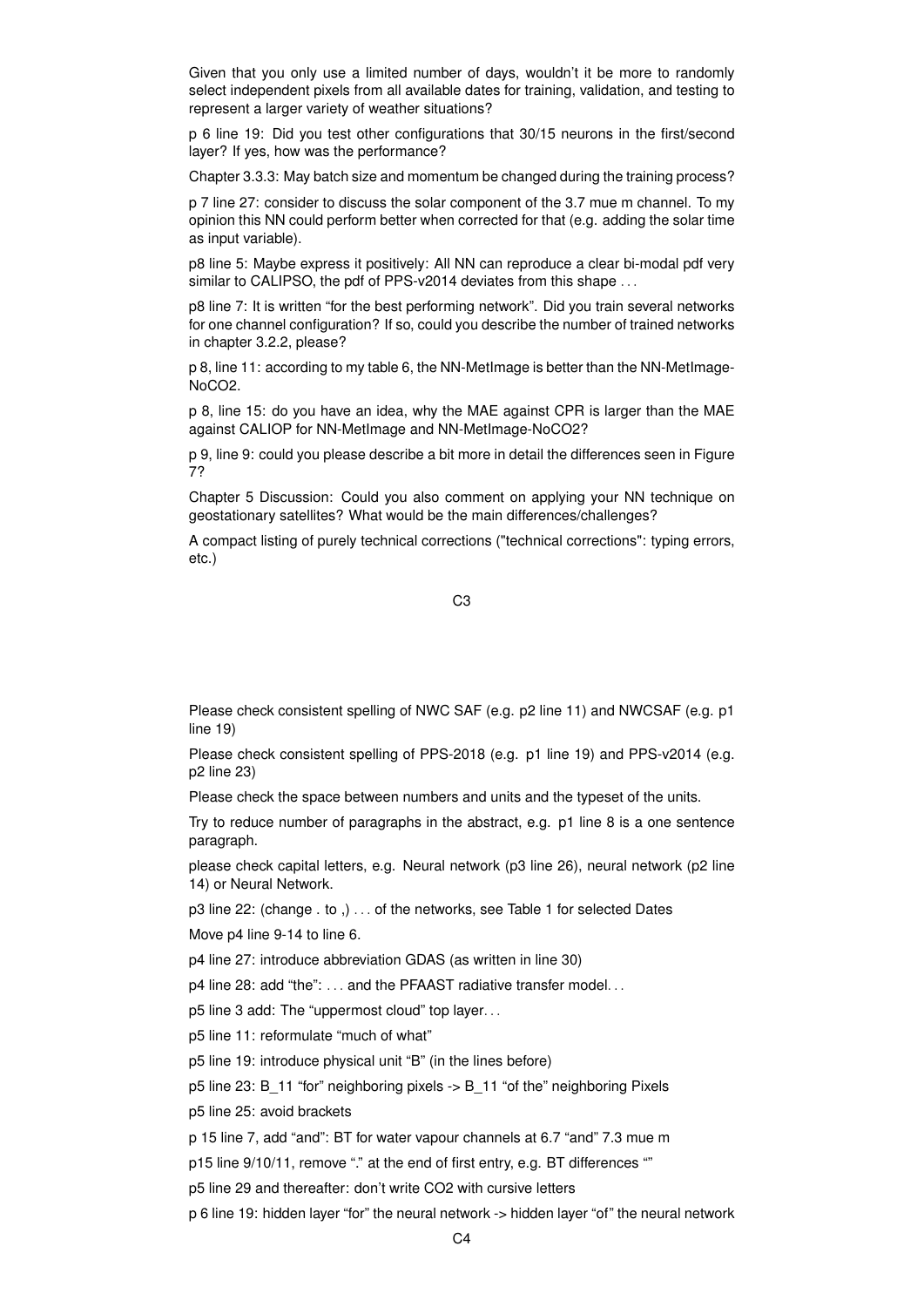Given that you only use a limited number of days, wouldn't it be more to randomly select independent pixels from all available dates for training, validation, and testing to represent a larger variety of weather situations?

p 6 line 19: Did you test other configurations that 30/15 neurons in the first/second layer? If yes, how was the performance?

Chapter 3.3.3: May batch size and momentum be changed during the training process?

p 7 line 27: consider to discuss the solar component of the 3.7 mue m channel. To my opinion this NN could perform better when corrected for that (e.g. adding the solar time as input variable).

p8 line 5: Maybe express it positively: All NN can reproduce a clear bi-modal pdf very similar to CALIPSO, the pdf of PPS-v2014 deviates from this shape . . .

p8 line 7: It is written "for the best performing network". Did you train several networks for one channel configuration? If so, could you describe the number of trained networks in chapter 3.2.2, please?

p 8, line 11: according to my table 6, the NN-MetImage is better than the NN-MetImage-NoCO2.

p 8, line 15: do you have an idea, why the MAE against CPR is larger than the MAE against CALIOP for NN-MetImage and NN-MetImage-NoCO2?

p 9, line 9: could you please describe a bit more in detail the differences seen in Figure 7?

Chapter 5 Discussion: Could you also comment on applying your NN technique on geostationary satellites? What would be the main differences/challenges?

A compact listing of purely technical corrections ("technical corrections": typing errors, etc.)

Please check consistent spelling of NWC SAF (e.g. p2 line 11) and NWCSAF (e.g. p1 line 19)

Please check consistent spelling of PPS-2018 (e.g. p1 line 19) and PPS-v2014 (e.g. p2 line 23)

Please check the space between numbers and units and the typeset of the units.

Try to reduce number of paragraphs in the abstract, e.g. p1 line 8 is a one sentence paragraph.

please check capital letters, e.g. Neural network (p3 line 26), neural network (p2 line 14) or Neural Network.

p3 line 22: (change . to ,) . . . of the networks, see Table 1 for selected Dates

Move p4 line 9-14 to line 6.

p4 line 27: introduce abbreviation GDAS (as written in line 30)

p4 line 28: add "the": . . . and the PFAAST radiative transfer model. . .

p5 line 3 add: The "uppermost cloud" top layer. . .

p5 line 11: reformulate "much of what"

p5 line 19: introduce physical unit "B" (in the lines before)

p5 line 23: B_11 "for" neighboring pixels -> B_11 "of the" neighboring Pixels

p5 line 25: avoid brackets

p 15 line 7, add "and": BT for water vapour channels at 6.7 "and" 7.3 mue m

p15 line 9/10/11, remove "." at the end of first entry, e.g. BT differences ""

p5 line 29 and thereafter: don't write CO2 with cursive letters

p 6 line 19: hidden layer "for" the neural network -> hidden layer "of" the neural network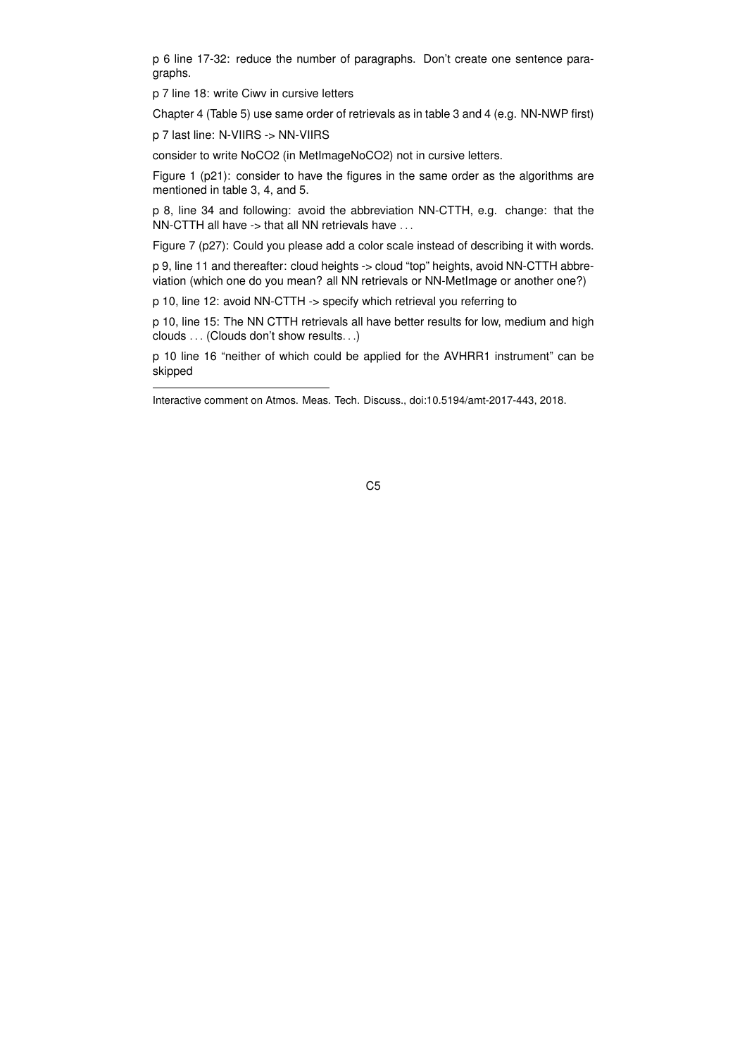p 6 line 17-32: reduce the number of paragraphs. Don't create one sentence paragraphs.

p 7 line 18: write Ciwv in cursive letters

Chapter 4 (Table 5) use same order of retrievals as in table 3 and 4 (e.g. NN-NWP first)

p 7 last line: N-VIIRS -> NN-VIIRS

consider to write NoCO2 (in MetImageNoCO2) not in cursive letters.

Figure 1 (p21): consider to have the figures in the same order as the algorithms are mentioned in table 3, 4, and 5.

p 8, line 34 and following: avoid the abbreviation NN-CTTH, e.g. change: that the NN-CTTH all have -> that all NN retrievals have . . .

Figure 7 (p27): Could you please add a color scale instead of describing it with words.

p 9, line 11 and thereafter: cloud heights -> cloud "top" heights, avoid NN-CTTH abbreviation (which one do you mean? all NN retrievals or NN-MetImage or another one?)

p 10, line 12: avoid NN-CTTH -> specify which retrieval you referring to

p 10, line 15: The NN CTTH retrievals all have better results for low, medium and high clouds . . . (Clouds don't show results. . .)

p 10 line 16 "neither of which could be applied for the AVHRR1 instrument" can be skipped

---

Interactive comment on Atmos. Meas. Tech. Discuss., doi:10.5194/amt-2017-443, 2018.